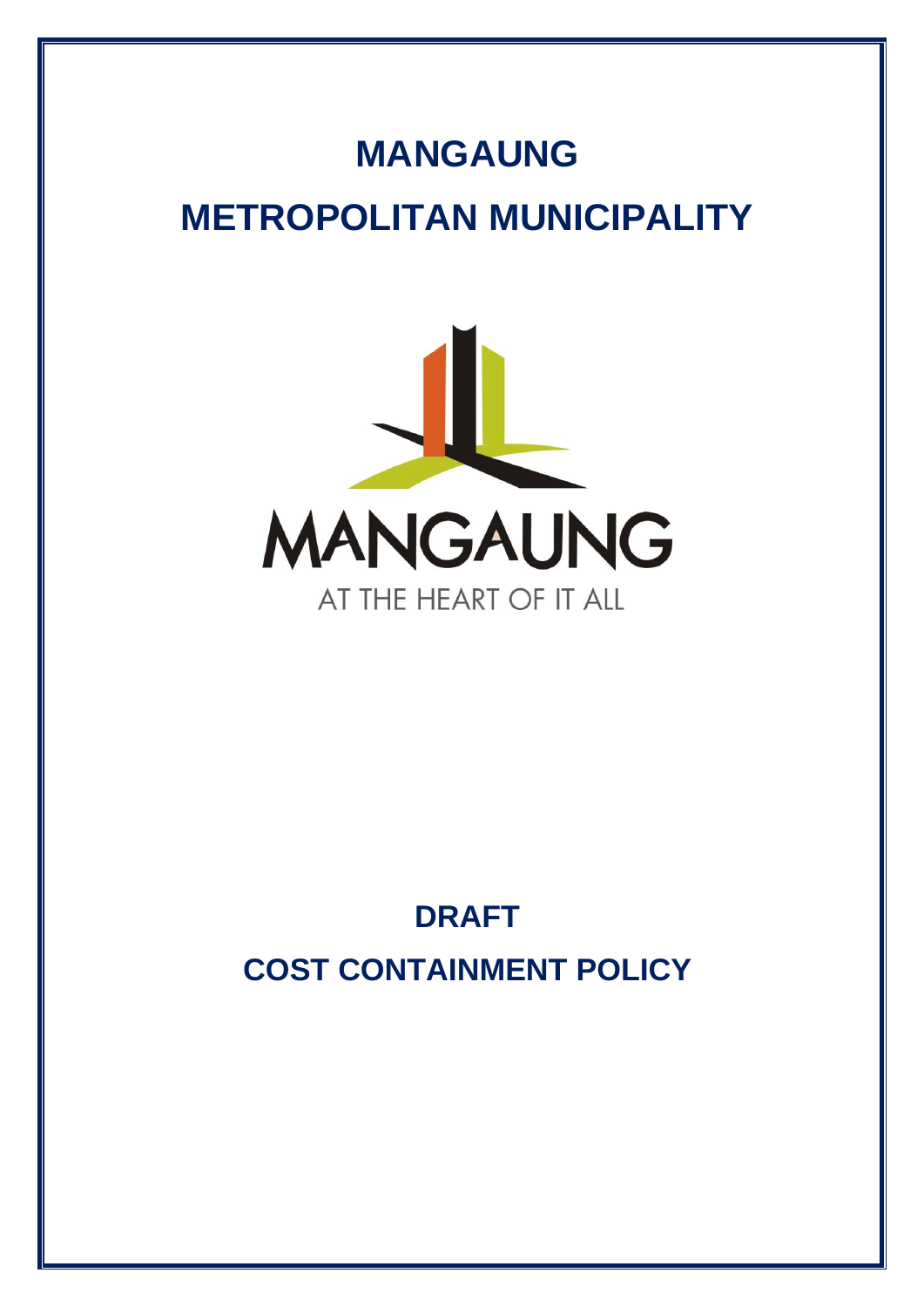# MANGAUNG

# METROPOLITAN MUNICIPALITY

MANGAUNG

AT THE HEART OF IT ALL

## DRAFT

## COST CONTAINMENT POLICY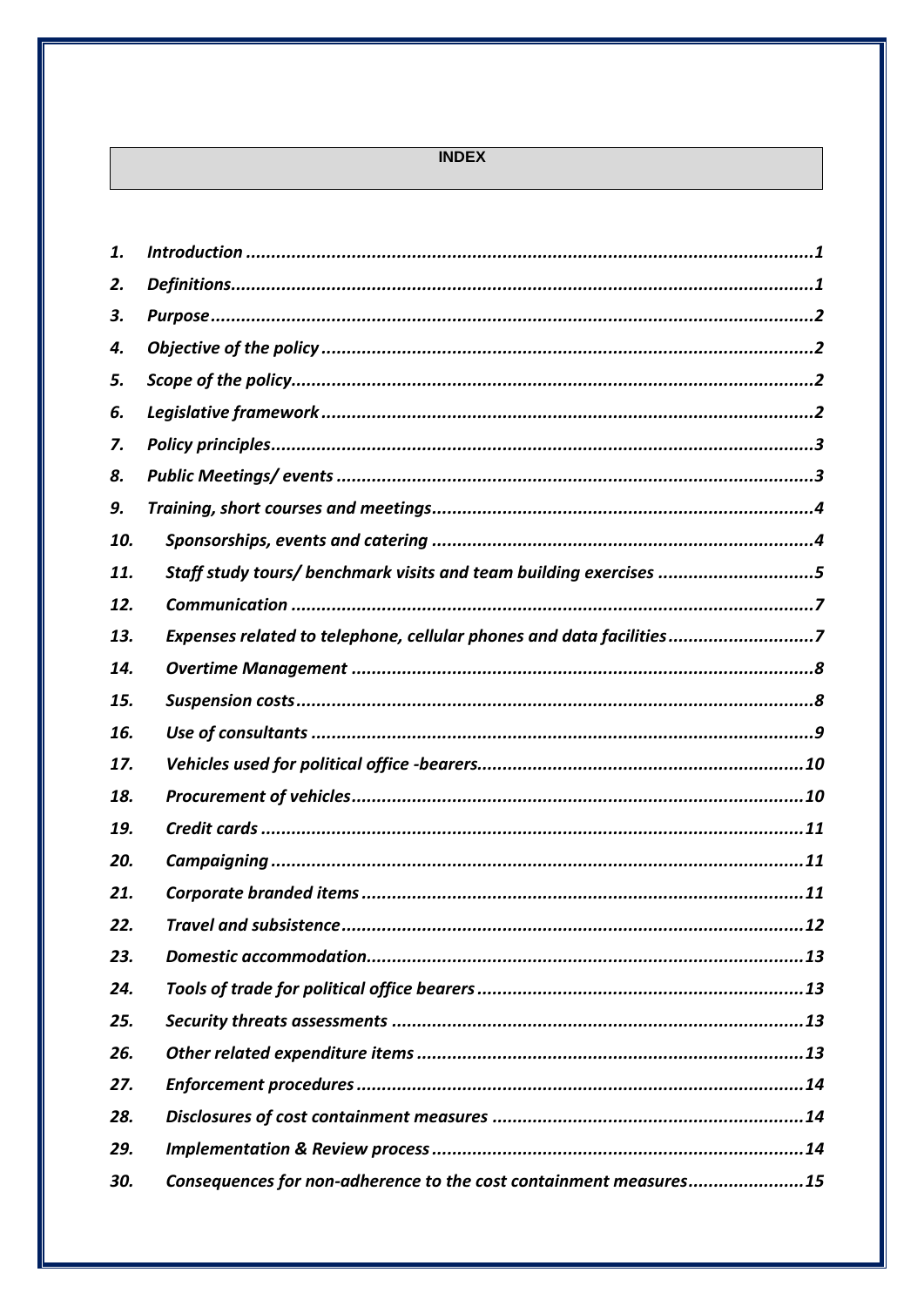# INDEX

| | | |
|---|---|---|
| *1.* | *Introduction* | *1* |
| *2.* | *Definitions* | *1* |
| *3.* | *Purpose* | *2* |
| *4.* | *Objective of the policy* | *2* |
| *5.* | *Scope of the policy* | *2* |
| *6.* | *Legislative framework* | *2* |
| *7.* | *Policy principles* | *3* |
| *8.* | *Public Meetings/ events* | *3* |
| *9.* | *Training, short courses and meetings* | *4* |
| *10.* | *Sponsorships, events and catering* | *4* |
| *11.* | *Staff study tours/ benchmark visits and team building exercises* | *5* |
| *12.* | *Communication* | *7* |
| *13.* | *Expenses related to telephone, cellular phones and data facilities* | *7* |
| *14.* | *Overtime Management* | *8* |
| *15.* | *Suspension costs* | *8* |
| *16.* | *Use of consultants* | *9* |
| *17.* | *Vehicles used for political office -bearers.* | *10* |
| *18.* | *Procurement of vehicles* | *10* |
| *19.* | *Credit cards* | *11* |
| *20.* | *Campaigning* | *11* |
| *21.* | *Corporate branded items* | *11* |
| *22.* | *Travel and subsistence* | *12* |
| *23.* | *Domestic accommodation.* | *13* |
| *24.* | *Tools of trade for political office bearers* | *13* |
| *25.* | *Security threats assessments* | *13* |
| *26.* | *Other related expenditure items* | *13* |
| *27.* | *Enforcement procedures* | *14* |
| *28.* | *Disclosures of cost containment measures* | *14* |
| *29.* | *Implementation & Review process* | *14* |
| *30.* | *Consequences for non-adherence to the cost containment measures* | *15* |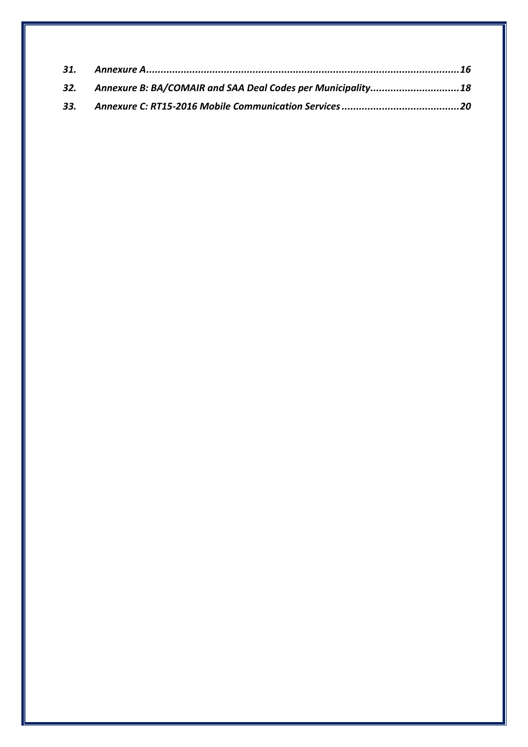*31. Annexure A......................................................................................................16*

*32. Annexure B: BA/COMAIR and SAA Deal Codes per Municipality..............................18*

*33. Annexure C: RT15-2016 Mobile Communication Services........................................20*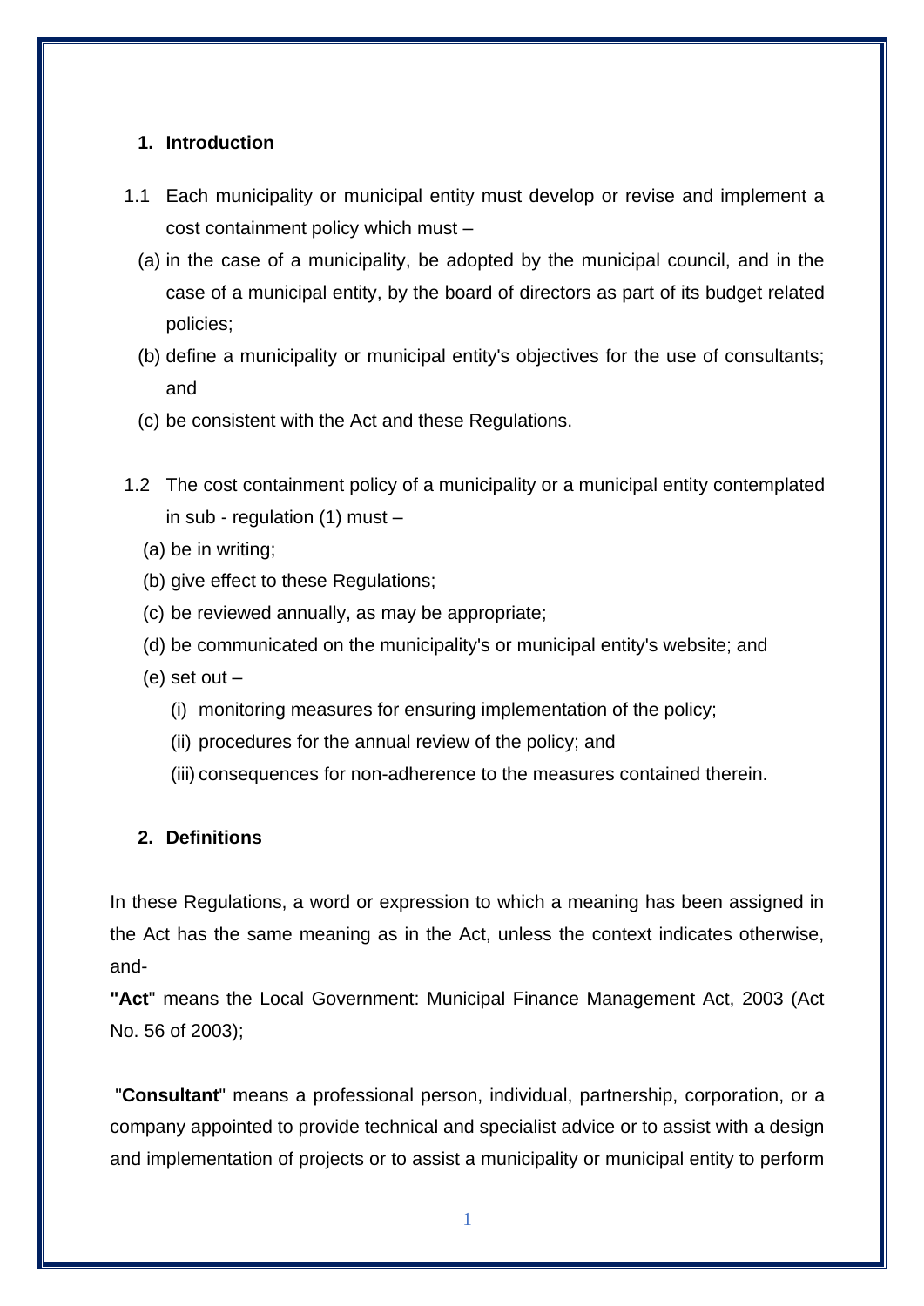## 1. Introduction

1.1 Each municipality or municipal entity must develop or revise and implement a cost containment policy which must –

(a) in the case of a municipality, be adopted by the municipal council, and in the case of a municipal entity, by the board of directors as part of its budget related policies;

(b) define a municipality or municipal entity's objectives for the use of consultants; and

(c) be consistent with the Act and these Regulations.

1.2 The cost containment policy of a municipality or a municipal entity contemplated in sub - regulation (1) must –

(a) be in writing;

(b) give effect to these Regulations;

(c) be reviewed annually, as may be appropriate;

(d) be communicated on the municipality's or municipal entity's website; and

(e) set out –

(i) monitoring measures for ensuring implementation of the policy;

(ii) procedures for the annual review of the policy; and

(iii) consequences for non-adherence to the measures contained therein.

## 2. Definitions

In these Regulations, a word or expression to which a meaning has been assigned in the Act has the same meaning as in the Act, unless the context indicates otherwise, and-

**"Act"** means the Local Government: Municipal Finance Management Act, 2003 (Act No. 56 of 2003);

"**Consultant**" means a professional person, individual, partnership, corporation, or a company appointed to provide technical and specialist advice or to assist with a design and implementation of projects or to assist a municipality or municipal entity to perform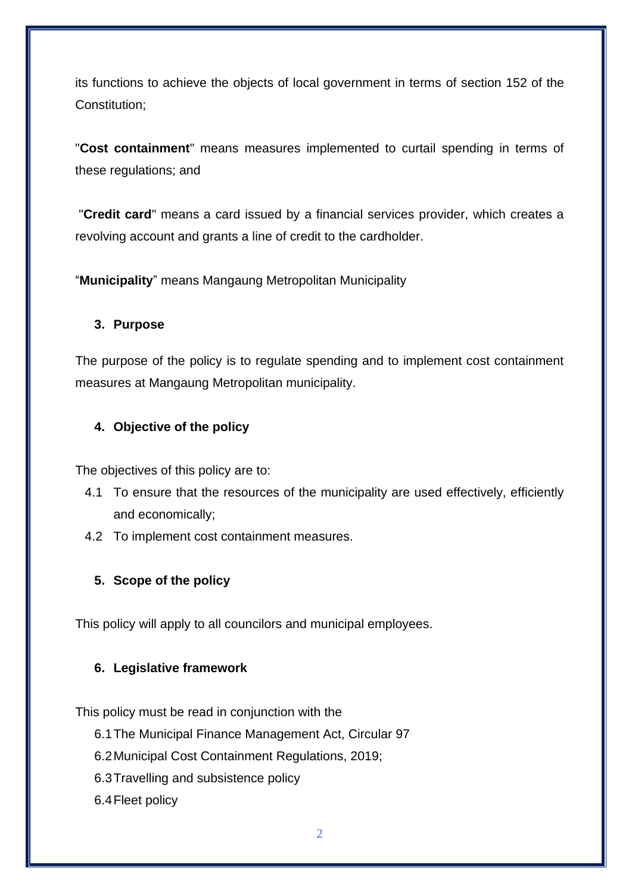its functions to achieve the objects of local government in terms of section 152 of the Constitution;

"**Cost containment**" means measures implemented to curtail spending in terms of these regulations; and

"**Credit card**" means a card issued by a financial services provider, which creates a revolving account and grants a line of credit to the cardholder.

"**Municipality**" means Mangaung Metropolitan Municipality

## 3. Purpose

The purpose of the policy is to regulate spending and to implement cost containment measures at Mangaung Metropolitan municipality.

## 4. Objective of the policy

The objectives of this policy are to:

4.1 To ensure that the resources of the municipality are used effectively, efficiently and economically;

4.2 To implement cost containment measures.

## 5. Scope of the policy

This policy will apply to all councilors and municipal employees.

## 6. Legislative framework

This policy must be read in conjunction with the

6.1 The Municipal Finance Management Act, Circular 97

6.2 Municipal Cost Containment Regulations, 2019;

6.3 Travelling and subsistence policy

6.4 Fleet policy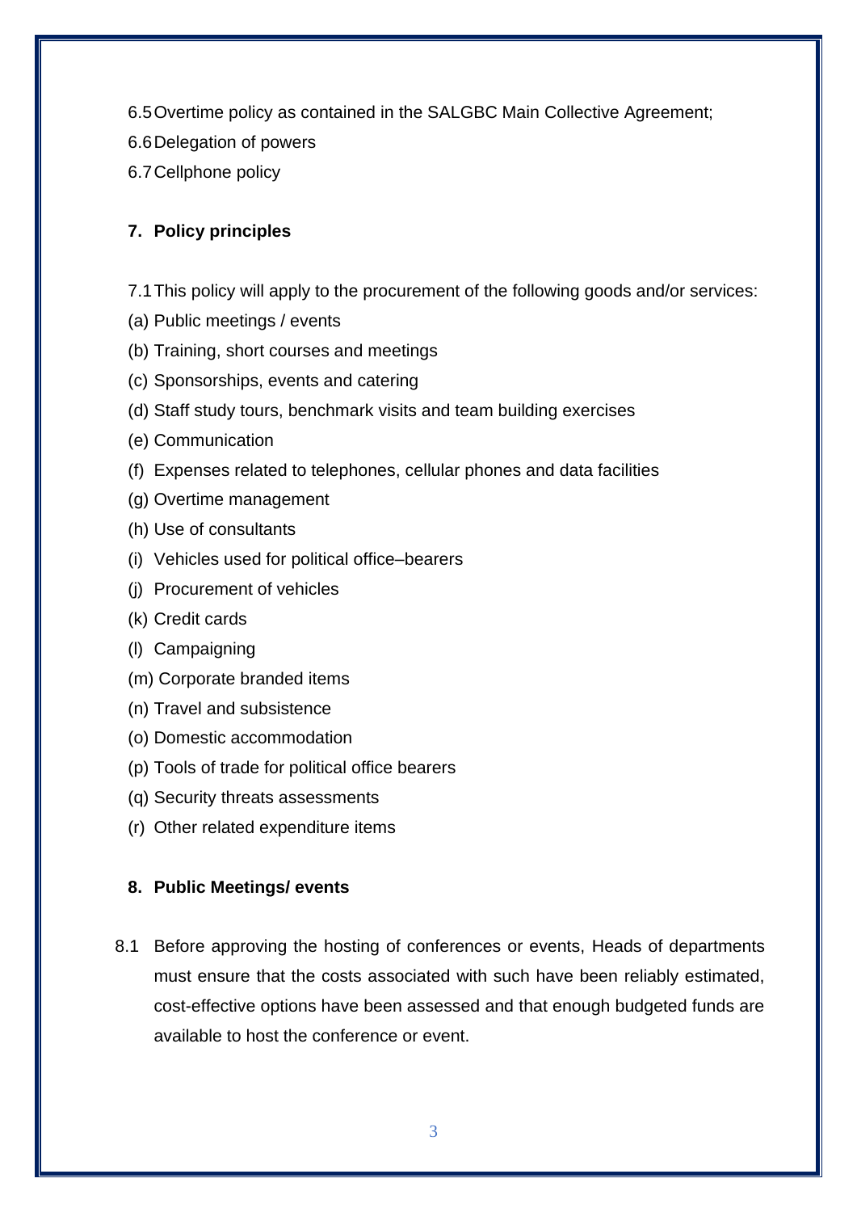6.5 Overtime policy as contained in the SALGBC Main Collective Agreement;

6.6 Delegation of powers

6.7 Cellphone policy

## 7. Policy principles

7.1 This policy will apply to the procurement of the following goods and/or services:

(a) Public meetings / events

(b) Training, short courses and meetings

(c) Sponsorships, events and catering

(d) Staff study tours, benchmark visits and team building exercises

(e) Communication

(f) Expenses related to telephones, cellular phones and data facilities

(g) Overtime management

(h) Use of consultants

(i) Vehicles used for political office–bearers

(j) Procurement of vehicles

(k) Credit cards

(l) Campaigning

(m) Corporate branded items

(n) Travel and subsistence

(o) Domestic accommodation

(p) Tools of trade for political office bearers

(q) Security threats assessments

(r) Other related expenditure items

## 8. Public Meetings/ events

8.1 Before approving the hosting of conferences or events, Heads of departments must ensure that the costs associated with such have been reliably estimated, cost-effective options have been assessed and that enough budgeted funds are available to host the conference or event.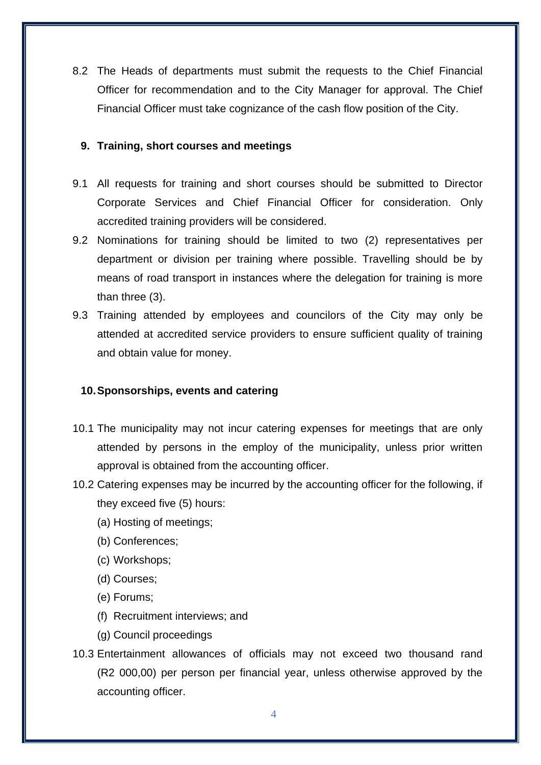8.2 The Heads of departments must submit the requests to the Chief Financial Officer for recommendation and to the City Manager for approval. The Chief Financial Officer must take cognizance of the cash flow position of the City.

## 9. Training, short courses and meetings

9.1 All requests for training and short courses should be submitted to Director Corporate Services and Chief Financial Officer for consideration. Only accredited training providers will be considered.

9.2 Nominations for training should be limited to two (2) representatives per department or division per training where possible. Travelling should be by means of road transport in instances where the delegation for training is more than three (3).

9.3 Training attended by employees and councilors of the City may only be attended at accredited service providers to ensure sufficient quality of training and obtain value for money.

## 10. Sponsorships, events and catering

10.1 The municipality may not incur catering expenses for meetings that are only attended by persons in the employ of the municipality, unless prior written approval is obtained from the accounting officer.

10.2 Catering expenses may be incurred by the accounting officer for the following, if they exceed five (5) hours:

(a) Hosting of meetings;

(b) Conferences;

(c) Workshops;

(d) Courses;

(e) Forums;

(f) Recruitment interviews; and

(g) Council proceedings

10.3 Entertainment allowances of officials may not exceed two thousand rand (R2 000,00) per person per financial year, unless otherwise approved by the accounting officer.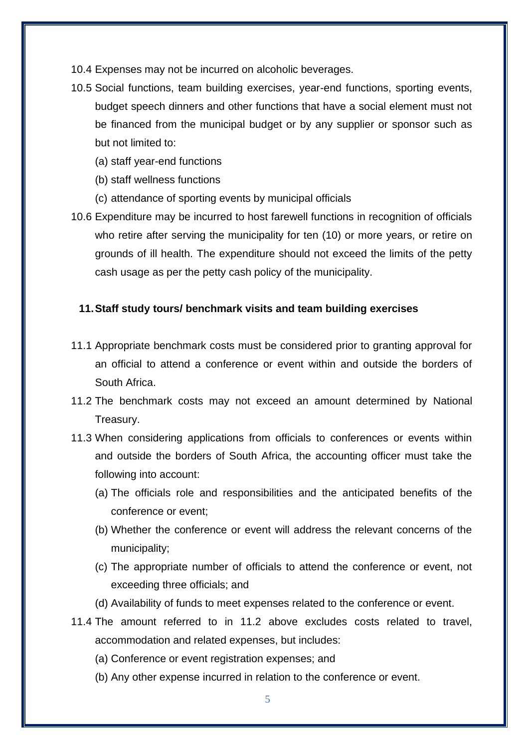10.4 Expenses may not be incurred on alcoholic beverages.

10.5 Social functions, team building exercises, year-end functions, sporting events, budget speech dinners and other functions that have a social element must not be financed from the municipal budget or by any supplier or sponsor such as but not limited to:

(a) staff year-end functions

(b) staff wellness functions

(c) attendance of sporting events by municipal officials

10.6 Expenditure may be incurred to host farewell functions in recognition of officials who retire after serving the municipality for ten (10) or more years, or retire on grounds of ill health. The expenditure should not exceed the limits of the petty cash usage as per the petty cash policy of the municipality.

## 11. Staff study tours/ benchmark visits and team building exercises

11.1 Appropriate benchmark costs must be considered prior to granting approval for an official to attend a conference or event within and outside the borders of South Africa.

11.2 The benchmark costs may not exceed an amount determined by National Treasury.

11.3 When considering applications from officials to conferences or events within and outside the borders of South Africa, the accounting officer must take the following into account:

(a) The officials role and responsibilities and the anticipated benefits of the conference or event;

(b) Whether the conference or event will address the relevant concerns of the municipality;

(c) The appropriate number of officials to attend the conference or event, not exceeding three officials; and

(d) Availability of funds to meet expenses related to the conference or event.

11.4 The amount referred to in 11.2 above excludes costs related to travel, accommodation and related expenses, but includes:

(a) Conference or event registration expenses; and

(b) Any other expense incurred in relation to the conference or event.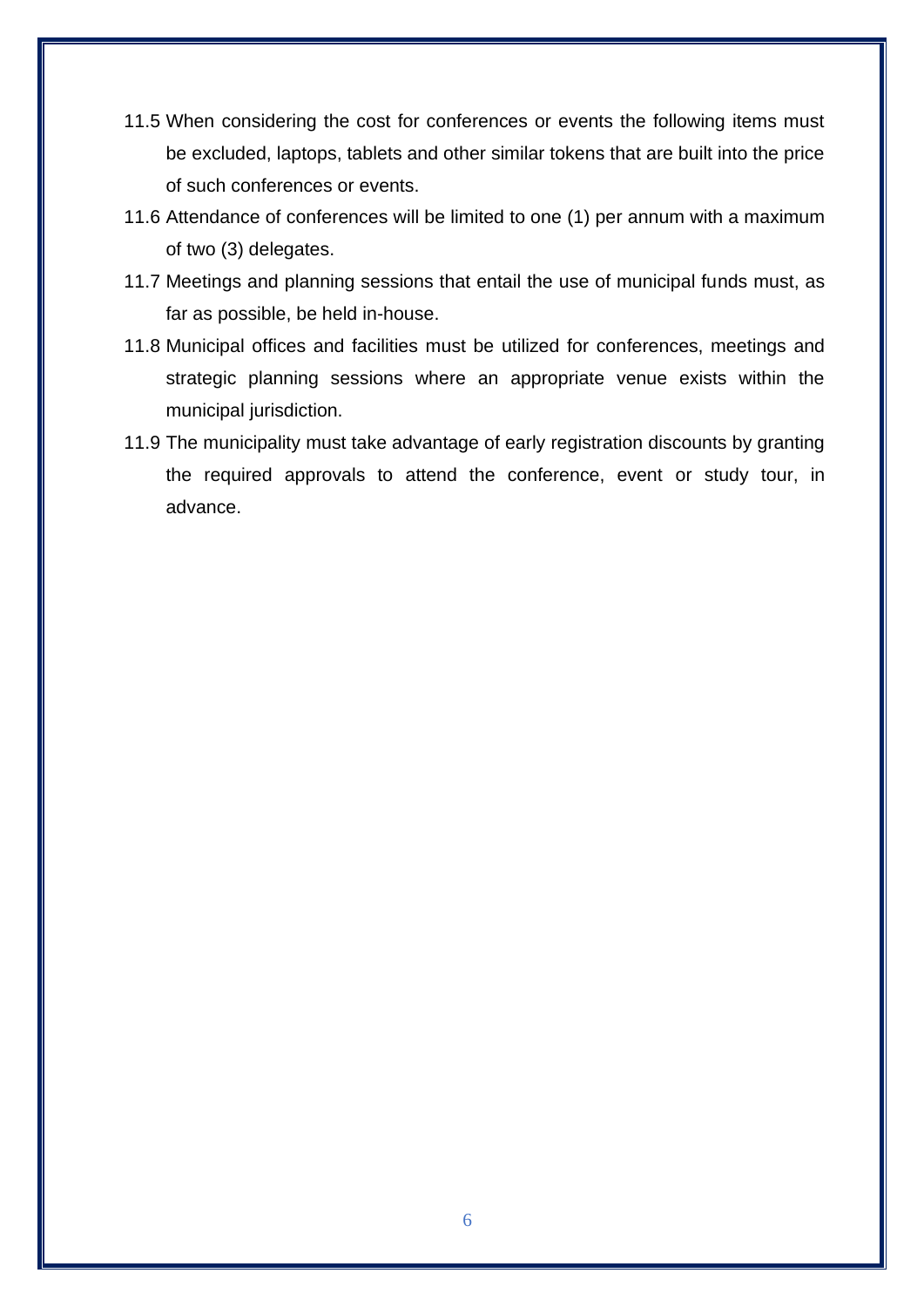11.5 When considering the cost for conferences or events the following items must be excluded, laptops, tablets and other similar tokens that are built into the price of such conferences or events.

11.6 Attendance of conferences will be limited to one (1) per annum with a maximum of two (3) delegates.

11.7 Meetings and planning sessions that entail the use of municipal funds must, as far as possible, be held in-house.

11.8 Municipal offices and facilities must be utilized for conferences, meetings and strategic planning sessions where an appropriate venue exists within the municipal jurisdiction.

11.9 The municipality must take advantage of early registration discounts by granting the required approvals to attend the conference, event or study tour, in advance.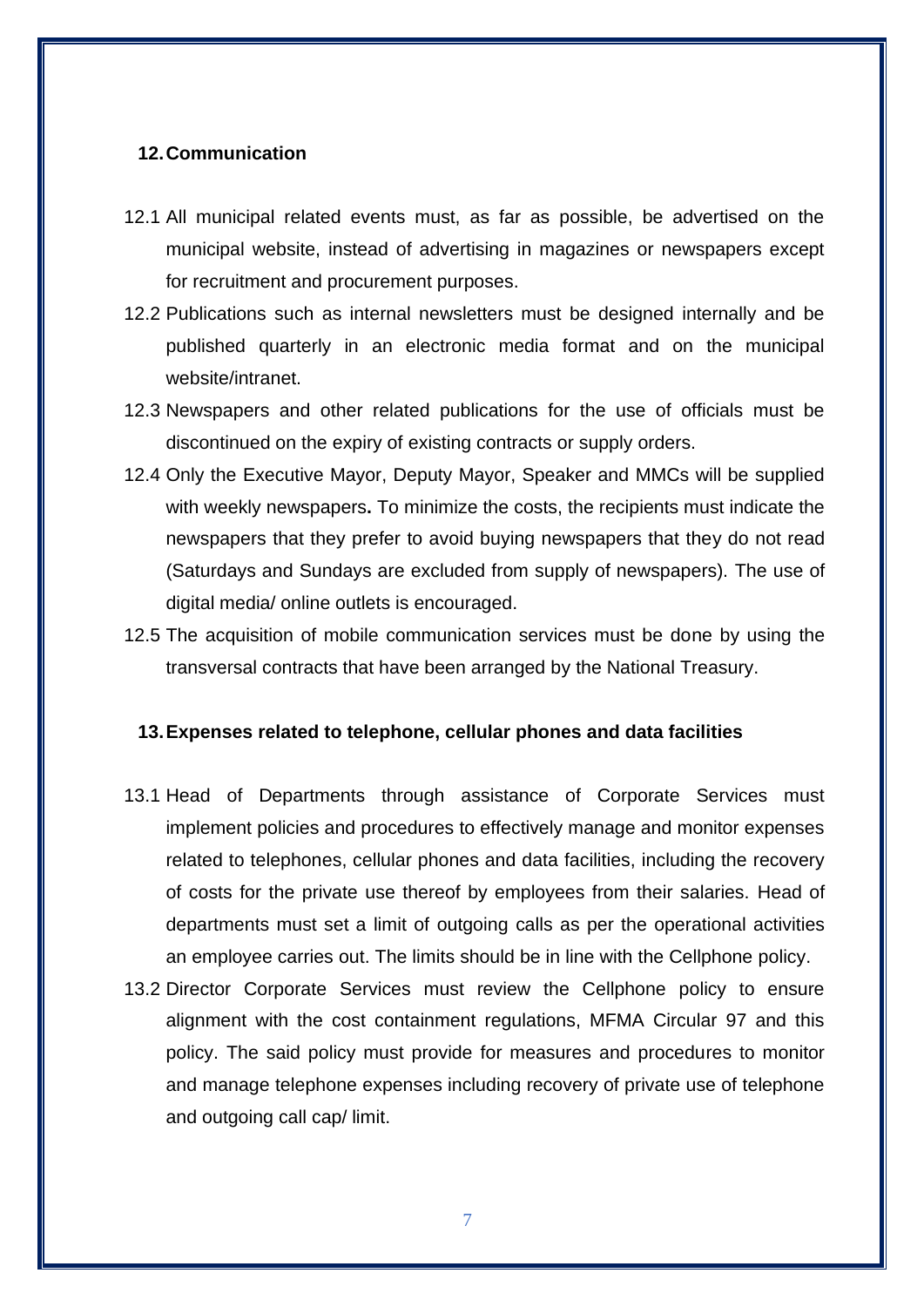## 12. Communication

12.1 All municipal related events must, as far as possible, be advertised on the municipal website, instead of advertising in magazines or newspapers except for recruitment and procurement purposes.

12.2 Publications such as internal newsletters must be designed internally and be published quarterly in an electronic media format and on the municipal website/intranet.

12.3 Newspapers and other related publications for the use of officials must be discontinued on the expiry of existing contracts or supply orders.

12.4 Only the Executive Mayor, Deputy Mayor, Speaker and MMCs will be supplied with weekly newspapers**.** To minimize the costs, the recipients must indicate the newspapers that they prefer to avoid buying newspapers that they do not read (Saturdays and Sundays are excluded from supply of newspapers). The use of digital media/ online outlets is encouraged.

12.5 The acquisition of mobile communication services must be done by using the transversal contracts that have been arranged by the National Treasury.

## 13. Expenses related to telephone, cellular phones and data facilities

13.1 Head of Departments through assistance of Corporate Services must implement policies and procedures to effectively manage and monitor expenses related to telephones, cellular phones and data facilities, including the recovery of costs for the private use thereof by employees from their salaries. Head of departments must set a limit of outgoing calls as per the operational activities an employee carries out. The limits should be in line with the Cellphone policy.

13.2 Director Corporate Services must review the Cellphone policy to ensure alignment with the cost containment regulations, MFMA Circular 97 and this policy. The said policy must provide for measures and procedures to monitor and manage telephone expenses including recovery of private use of telephone and outgoing call cap/ limit.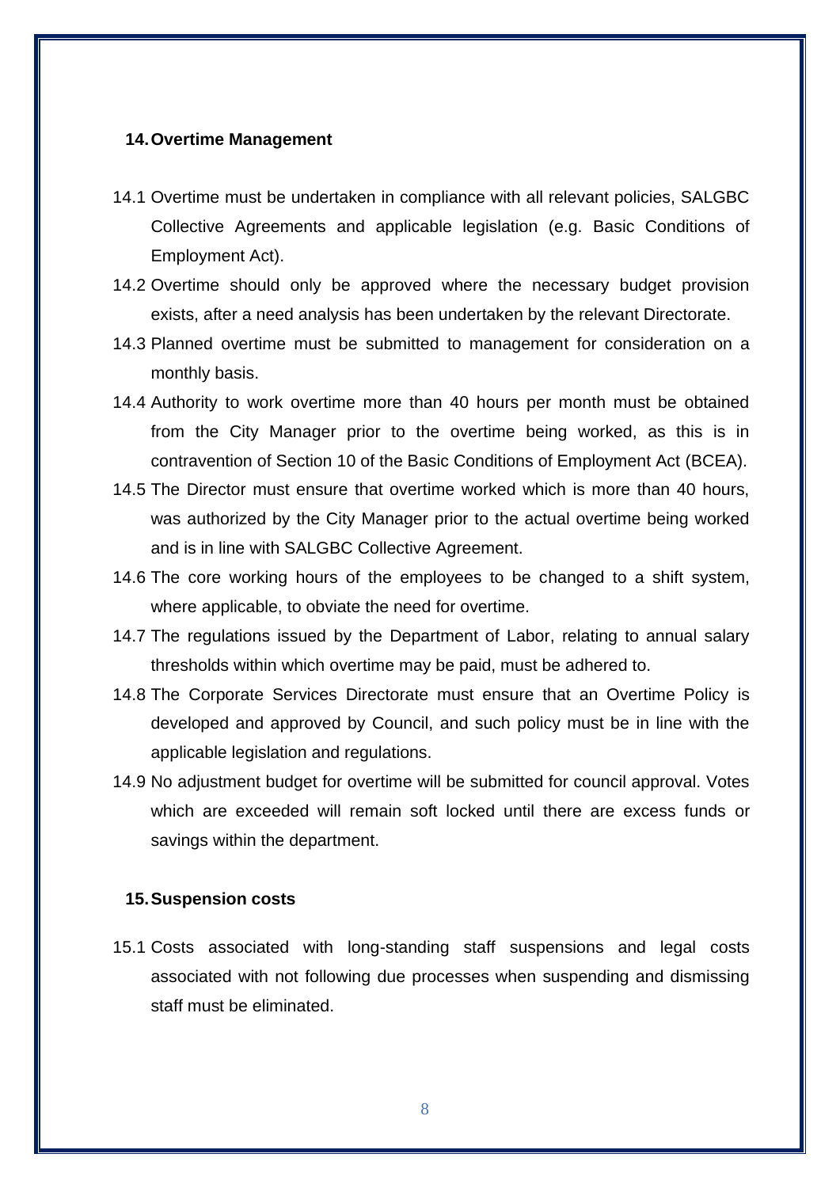## 14. Overtime Management

14.1 Overtime must be undertaken in compliance with all relevant policies, SALGBC Collective Agreements and applicable legislation (e.g. Basic Conditions of Employment Act).

14.2 Overtime should only be approved where the necessary budget provision exists, after a need analysis has been undertaken by the relevant Directorate.

14.3 Planned overtime must be submitted to management for consideration on a monthly basis.

14.4 Authority to work overtime more than 40 hours per month must be obtained from the City Manager prior to the overtime being worked, as this is in contravention of Section 10 of the Basic Conditions of Employment Act (BCEA).

14.5 The Director must ensure that overtime worked which is more than 40 hours, was authorized by the City Manager prior to the actual overtime being worked and is in line with SALGBC Collective Agreement.

14.6 The core working hours of the employees to be changed to a shift system, where applicable, to obviate the need for overtime.

14.7 The regulations issued by the Department of Labor, relating to annual salary thresholds within which overtime may be paid, must be adhered to.

14.8 The Corporate Services Directorate must ensure that an Overtime Policy is developed and approved by Council, and such policy must be in line with the applicable legislation and regulations.

14.9 No adjustment budget for overtime will be submitted for council approval. Votes which are exceeded will remain soft locked until there are excess funds or savings within the department.

## 15. Suspension costs

15.1 Costs associated with long-standing staff suspensions and legal costs associated with not following due processes when suspending and dismissing staff must be eliminated.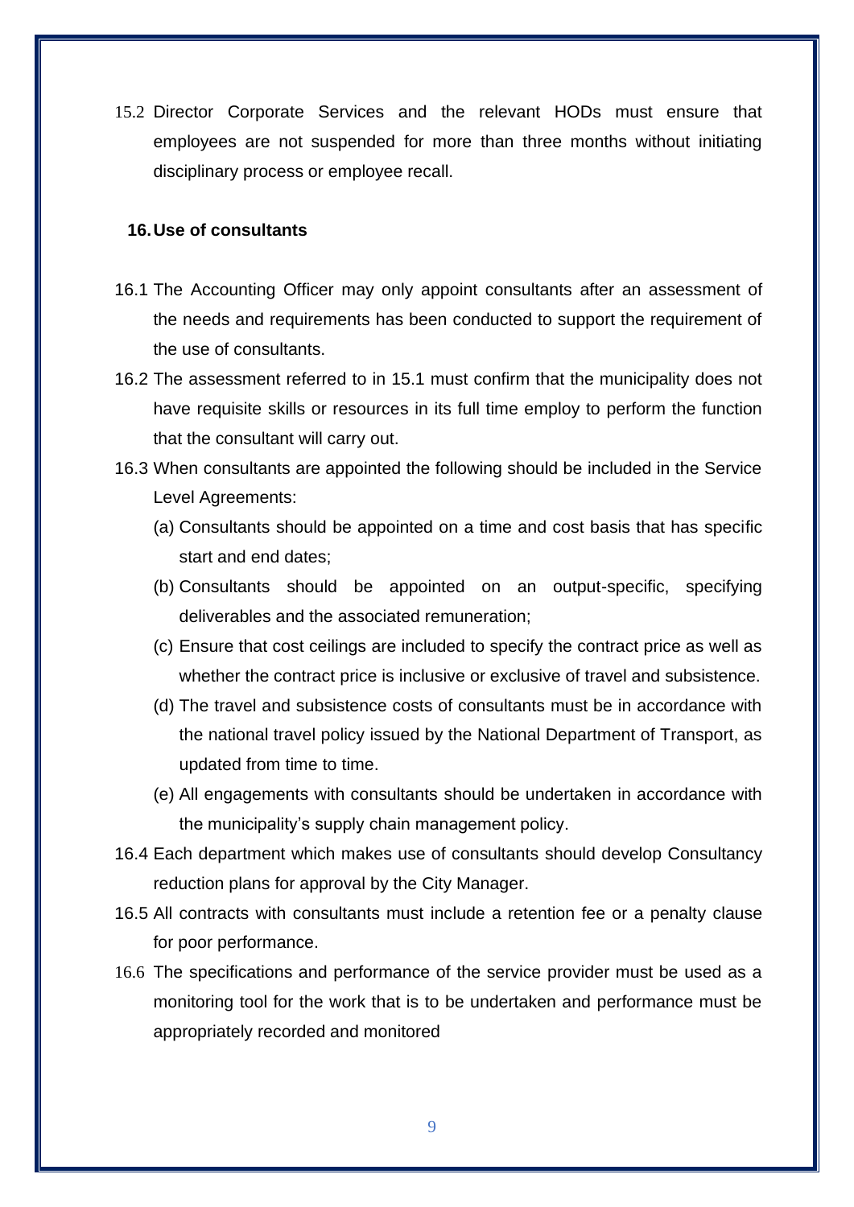15.2 Director Corporate Services and the relevant HODs must ensure that employees are not suspended for more than three months without initiating disciplinary process or employee recall.

## 16. Use of consultants

16.1 The Accounting Officer may only appoint consultants after an assessment of the needs and requirements has been conducted to support the requirement of the use of consultants.

16.2 The assessment referred to in 15.1 must confirm that the municipality does not have requisite skills or resources in its full time employ to perform the function that the consultant will carry out.

16.3 When consultants are appointed the following should be included in the Service Level Agreements:

(a) Consultants should be appointed on a time and cost basis that has specific start and end dates;

(b) Consultants should be appointed on an output-specific, specifying deliverables and the associated remuneration;

(c) Ensure that cost ceilings are included to specify the contract price as well as whether the contract price is inclusive or exclusive of travel and subsistence.

(d) The travel and subsistence costs of consultants must be in accordance with the national travel policy issued by the National Department of Transport, as updated from time to time.

(e) All engagements with consultants should be undertaken in accordance with the municipality's supply chain management policy.

16.4 Each department which makes use of consultants should develop Consultancy reduction plans for approval by the City Manager.

16.5 All contracts with consultants must include a retention fee or a penalty clause for poor performance.

16.6 The specifications and performance of the service provider must be used as a monitoring tool for the work that is to be undertaken and performance must be appropriately recorded and monitored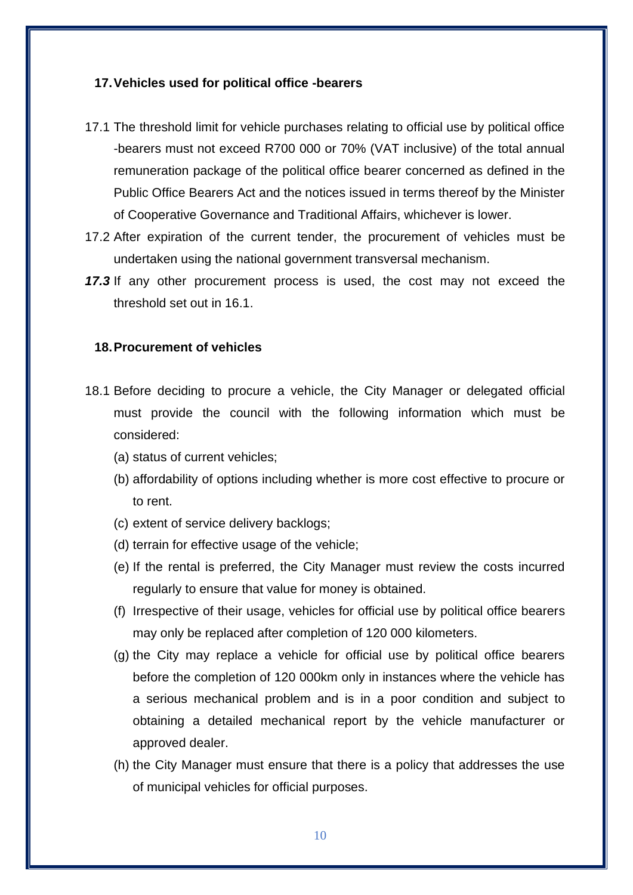## 17. Vehicles used for political office -bearers

17.1 The threshold limit for vehicle purchases relating to official use by political office -bearers must not exceed R700 000 or 70% (VAT inclusive) of the total annual remuneration package of the political office bearer concerned as defined in the Public Office Bearers Act and the notices issued in terms thereof by the Minister of Cooperative Governance and Traditional Affairs, whichever is lower.

17.2 After expiration of the current tender, the procurement of vehicles must be undertaken using the national government transversal mechanism.

***17.3*** If any other procurement process is used, the cost may not exceed the threshold set out in 16.1.

## 18. Procurement of vehicles

18.1 Before deciding to procure a vehicle, the City Manager or delegated official must provide the council with the following information which must be considered:

(a) status of current vehicles;

(b) affordability of options including whether is more cost effective to procure or to rent.

(c) extent of service delivery backlogs;

(d) terrain for effective usage of the vehicle;

(e) If the rental is preferred, the City Manager must review the costs incurred regularly to ensure that value for money is obtained.

(f) Irrespective of their usage, vehicles for official use by political office bearers may only be replaced after completion of 120 000 kilometers.

(g) the City may replace a vehicle for official use by political office bearers before the completion of 120 000km only in instances where the vehicle has a serious mechanical problem and is in a poor condition and subject to obtaining a detailed mechanical report by the vehicle manufacturer or approved dealer.

(h) the City Manager must ensure that there is a policy that addresses the use of municipal vehicles for official purposes.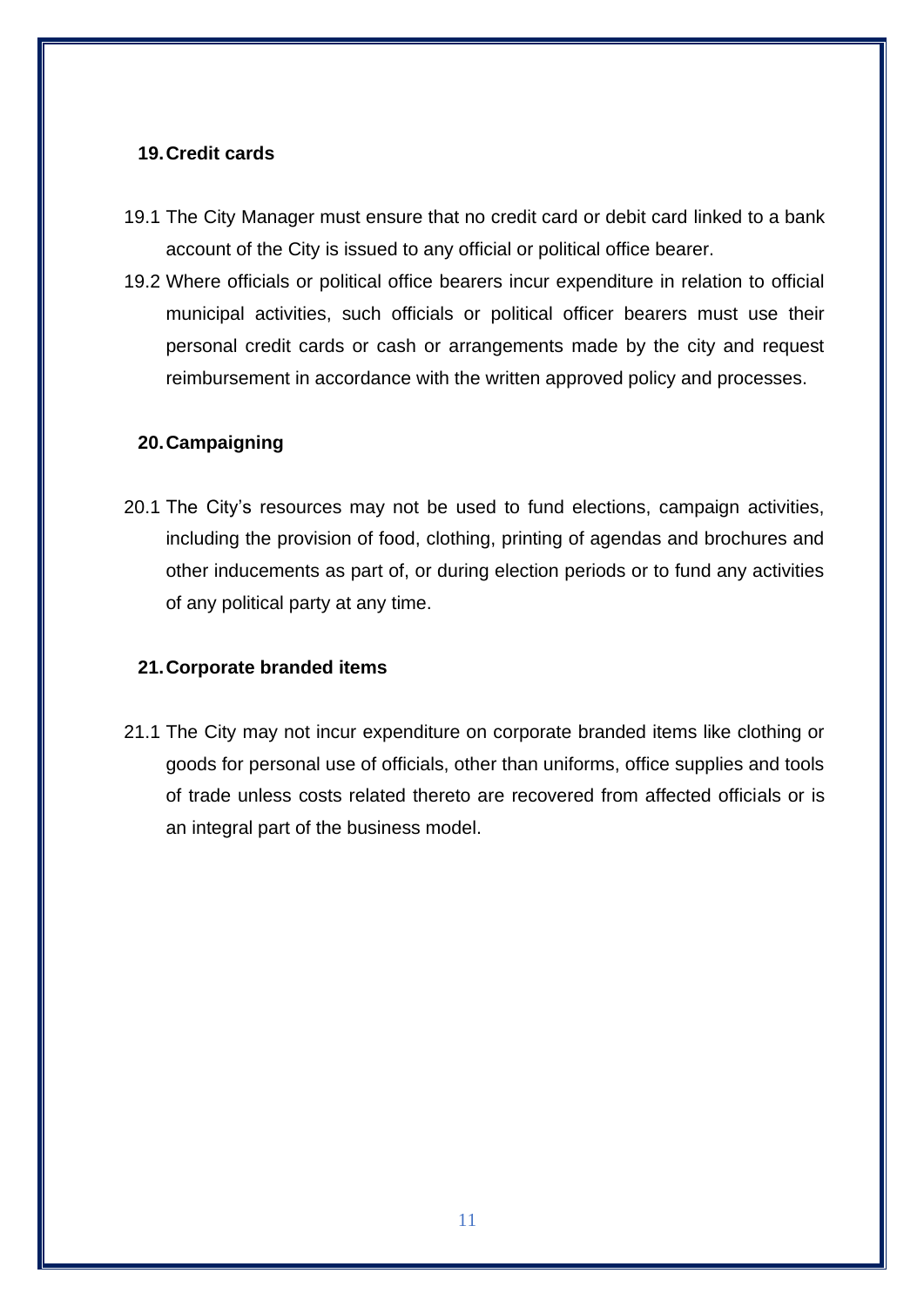## 19. Credit cards

19.1 The City Manager must ensure that no credit card or debit card linked to a bank account of the City is issued to any official or political office bearer.

19.2 Where officials or political office bearers incur expenditure in relation to official municipal activities, such officials or political officer bearers must use their personal credit cards or cash or arrangements made by the city and request reimbursement in accordance with the written approved policy and processes.

## 20. Campaigning

20.1 The City's resources may not be used to fund elections, campaign activities, including the provision of food, clothing, printing of agendas and brochures and other inducements as part of, or during election periods or to fund any activities of any political party at any time.

## 21. Corporate branded items

21.1 The City may not incur expenditure on corporate branded items like clothing or goods for personal use of officials, other than uniforms, office supplies and tools of trade unless costs related thereto are recovered from affected officials or is an integral part of the business model.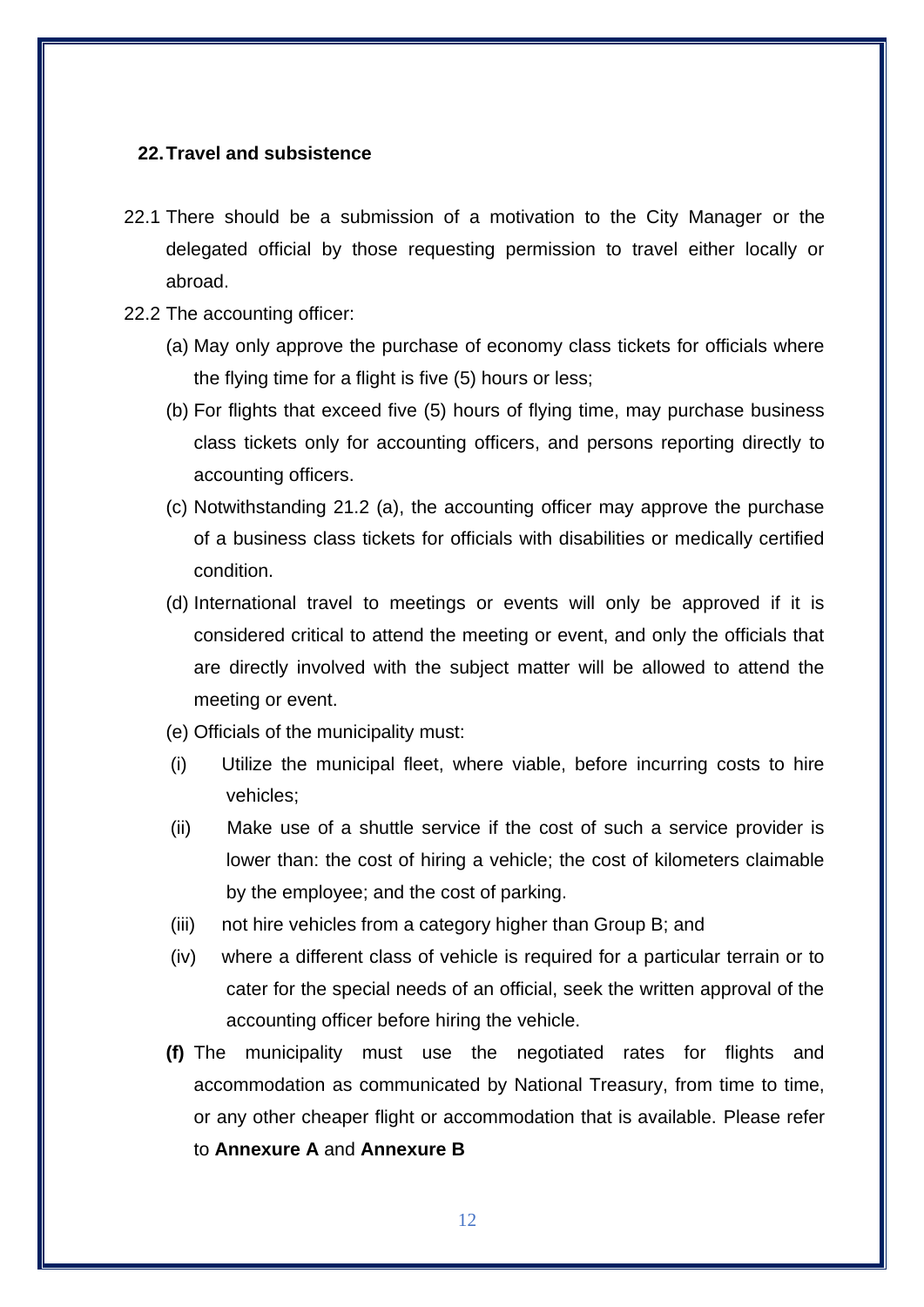## 22. Travel and subsistence

22.1 There should be a submission of a motivation to the City Manager or the delegated official by those requesting permission to travel either locally or abroad.

22.2 The accounting officer:

(a) May only approve the purchase of economy class tickets for officials where the flying time for a flight is five (5) hours or less;

(b) For flights that exceed five (5) hours of flying time, may purchase business class tickets only for accounting officers, and persons reporting directly to accounting officers.

(c) Notwithstanding 21.2 (a), the accounting officer may approve the purchase of a business class tickets for officials with disabilities or medically certified condition.

(d) International travel to meetings or events will only be approved if it is considered critical to attend the meeting or event, and only the officials that are directly involved with the subject matter will be allowed to attend the meeting or event.

(e) Officials of the municipality must:

(i) Utilize the municipal fleet, where viable, before incurring costs to hire vehicles;

(ii) Make use of a shuttle service if the cost of such a service provider is lower than: the cost of hiring a vehicle; the cost of kilometers claimable by the employee; and the cost of parking.

(iii) not hire vehicles from a category higher than Group B; and

(iv) where a different class of vehicle is required for a particular terrain or to cater for the special needs of an official, seek the written approval of the accounting officer before hiring the vehicle.

**(f)** The municipality must use the negotiated rates for flights and accommodation as communicated by National Treasury, from time to time, or any other cheaper flight or accommodation that is available. Please refer to **Annexure A** and **Annexure B**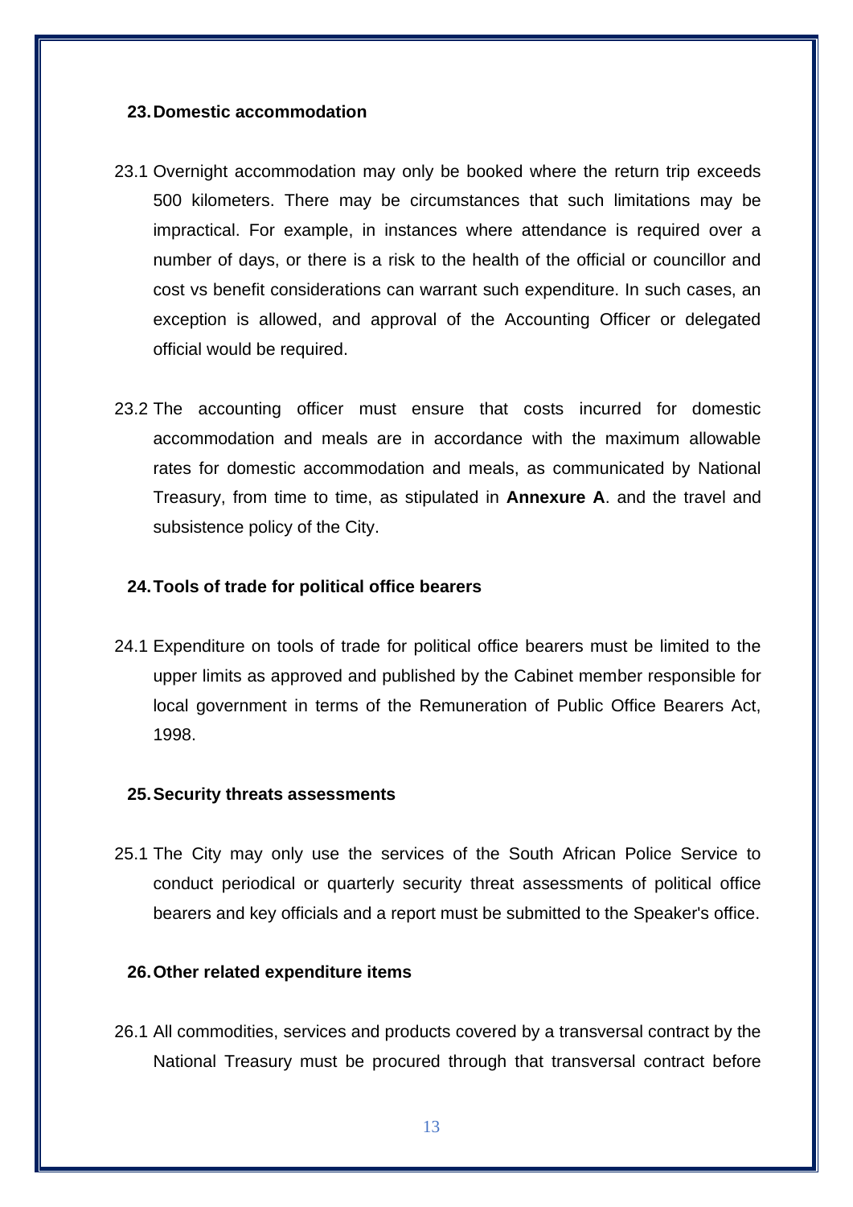## 23. Domestic accommodation

23.1 Overnight accommodation may only be booked where the return trip exceeds 500 kilometers. There may be circumstances that such limitations may be impractical. For example, in instances where attendance is required over a number of days, or there is a risk to the health of the official or councillor and cost vs benefit considerations can warrant such expenditure. In such cases, an exception is allowed, and approval of the Accounting Officer or delegated official would be required.

23.2 The accounting officer must ensure that costs incurred for domestic accommodation and meals are in accordance with the maximum allowable rates for domestic accommodation and meals, as communicated by National Treasury, from time to time, as stipulated in **Annexure A**. and the travel and subsistence policy of the City.

## 24. Tools of trade for political office bearers

24.1 Expenditure on tools of trade for political office bearers must be limited to the upper limits as approved and published by the Cabinet member responsible for local government in terms of the Remuneration of Public Office Bearers Act, 1998.

## 25. Security threats assessments

25.1 The City may only use the services of the South African Police Service to conduct periodical or quarterly security threat assessments of political office bearers and key officials and a report must be submitted to the Speaker's office.

## 26. Other related expenditure items

26.1 All commodities, services and products covered by a transversal contract by the National Treasury must be procured through that transversal contract before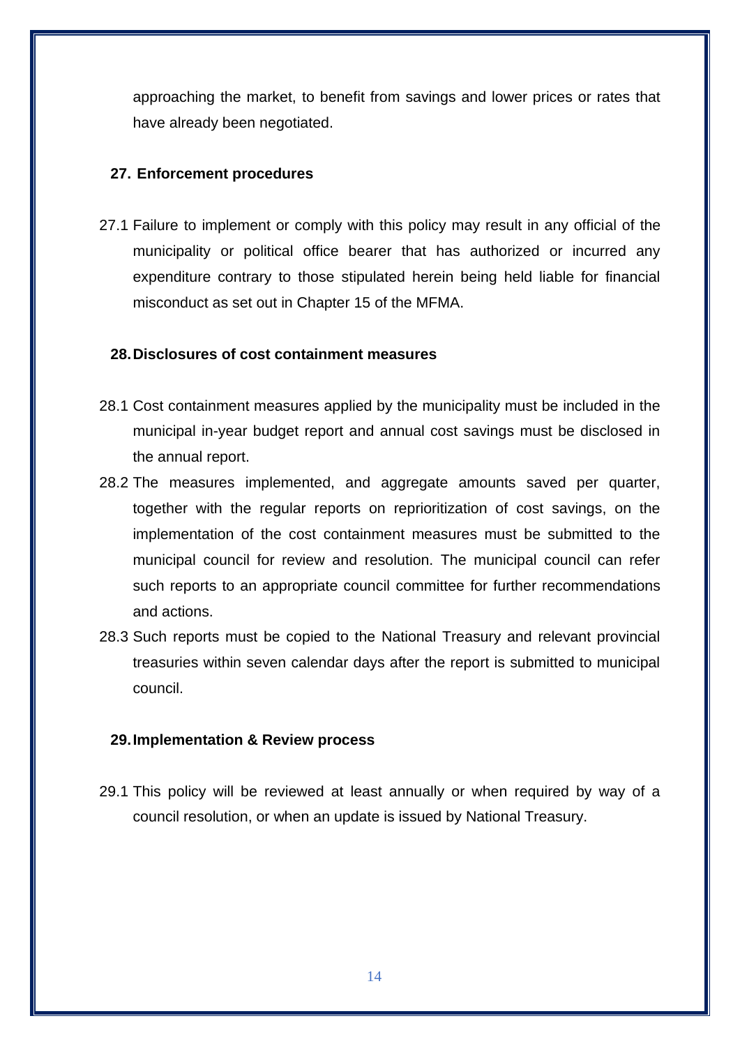approaching the market, to benefit from savings and lower prices or rates that have already been negotiated.

## 27. Enforcement procedures

27.1 Failure to implement or comply with this policy may result in any official of the municipality or political office bearer that has authorized or incurred any expenditure contrary to those stipulated herein being held liable for financial misconduct as set out in Chapter 15 of the MFMA.

## 28. Disclosures of cost containment measures

28.1 Cost containment measures applied by the municipality must be included in the municipal in-year budget report and annual cost savings must be disclosed in the annual report.

28.2 The measures implemented, and aggregate amounts saved per quarter, together with the regular reports on reprioritization of cost savings, on the implementation of the cost containment measures must be submitted to the municipal council for review and resolution. The municipal council can refer such reports to an appropriate council committee for further recommendations and actions.

28.3 Such reports must be copied to the National Treasury and relevant provincial treasuries within seven calendar days after the report is submitted to municipal council.

## 29. Implementation & Review process

29.1 This policy will be reviewed at least annually or when required by way of a council resolution, or when an update is issued by National Treasury.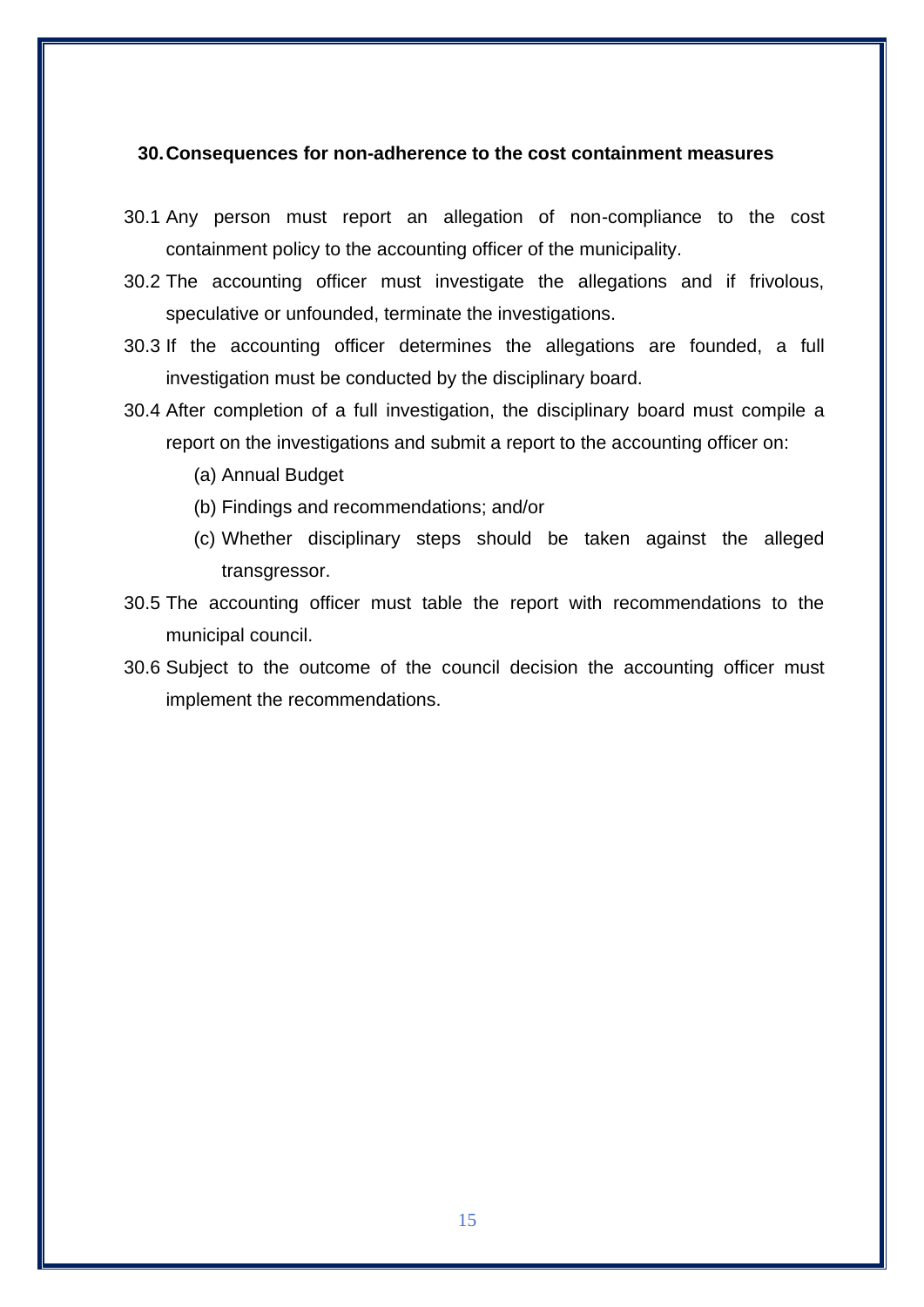## 30. Consequences for non-adherence to the cost containment measures

30.1 Any person must report an allegation of non-compliance to the cost containment policy to the accounting officer of the municipality.

30.2 The accounting officer must investigate the allegations and if frivolous, speculative or unfounded, terminate the investigations.

30.3 If the accounting officer determines the allegations are founded, a full investigation must be conducted by the disciplinary board.

30.4 After completion of a full investigation, the disciplinary board must compile a report on the investigations and submit a report to the accounting officer on:

(a) Annual Budget

(b) Findings and recommendations; and/or

(c) Whether disciplinary steps should be taken against the alleged transgressor.

30.5 The accounting officer must table the report with recommendations to the municipal council.

30.6 Subject to the outcome of the council decision the accounting officer must implement the recommendations.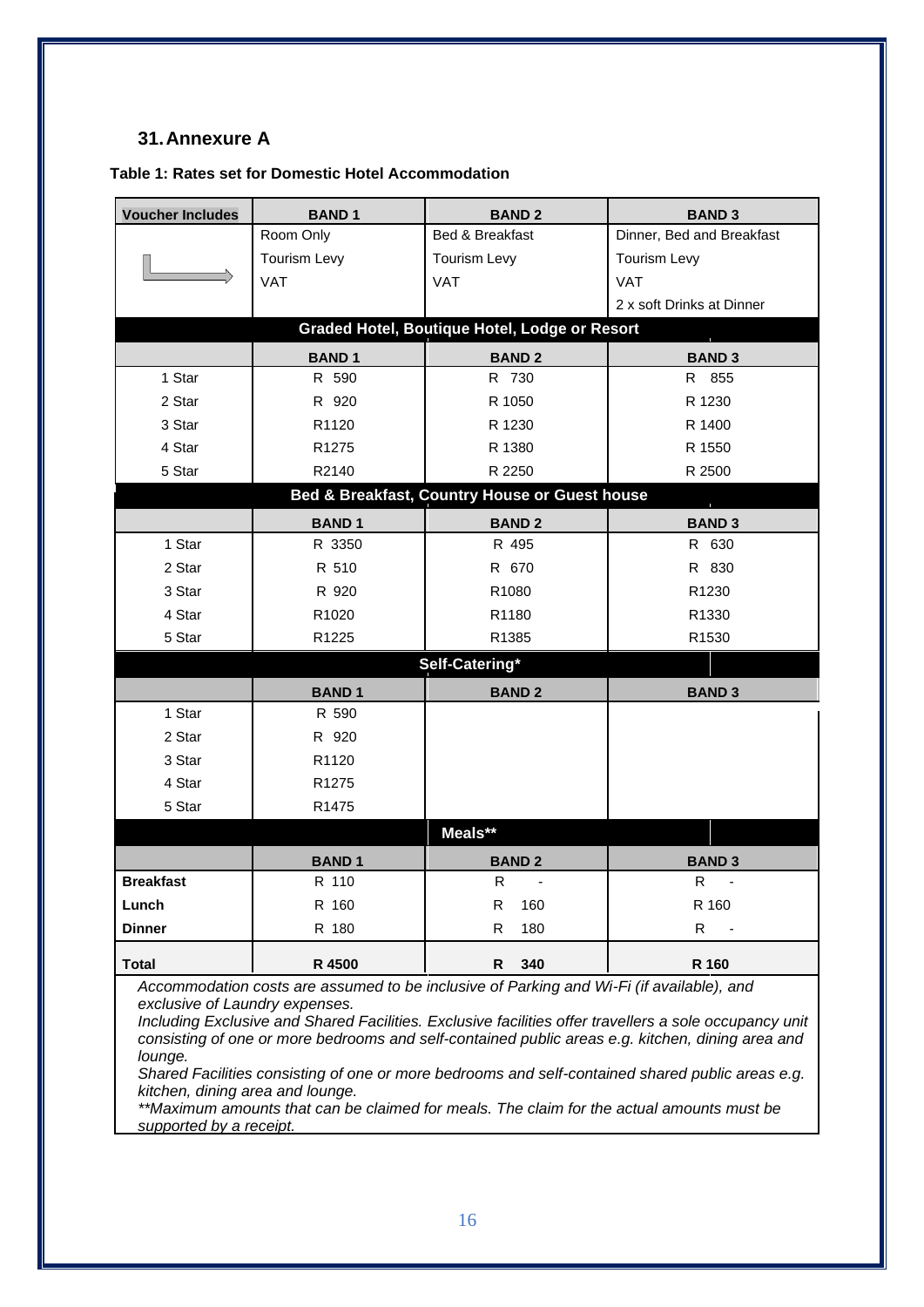## 31. Annexure A

**Table 1: Rates set for Domestic Hotel Accommodation**

| Voucher Includes | BAND 1 | BAND 2 | BAND 3 |
|---|---|---|---|
| → | Room Only<br>Tourism Levy<br>VAT | Bed & Breakfast<br>Tourism Levy<br>VAT | Dinner, Bed and Breakfast<br>Tourism Levy<br>VAT<br>2 x soft Drinks at Dinner |
| **Graded Hotel, Boutique Hotel, Lodge or Resort** | | | |
| | **BAND 1** | **BAND 2** | **BAND 3** |
| 1 Star | R 590 | R 730 | R 855 |
| 2 Star | R 920 | R 1050 | R 1230 |
| 3 Star | R1120 | R 1230 | R 1400 |
| 4 Star | R1275 | R 1380 | R 1550 |
| 5 Star | R2140 | R 2250 | R 2500 |
| **Bed & Breakfast, Country House or Guest house** | | | |
| | **BAND 1** | **BAND 2** | **BAND 3** |
| 1 Star | R 3350 | R 495 | R 630 |
| 2 Star | R 510 | R 670 | R 830 |
| 3 Star | R 920 | R1080 | R1230 |
| 4 Star | R1020 | R1180 | R1330 |
| 5 Star | R1225 | R1385 | R1530 |
| **Self-Catering*** | | | |
| | **BAND 1** | **BAND 2** | **BAND 3** |
| 1 Star | R 590 | | |
| 2 Star | R 920 | | |
| 3 Star | R1120 | | |
| 4 Star | R1275 | | |
| 5 Star | R1475 | | |
| **Meals**** | | | |
| | **BAND 1** | **BAND 2** | **BAND 3** |
| **Breakfast** | R 110 | R - | R - |
| **Lunch** | R 160 | R 160 | R 160 |
| **Dinner** | R 180 | R 180 | R - |
| **Total** | **R 4500** | **R 340** | **R 160** |

*Accommodation costs are assumed to be inclusive of Parking and Wi-Fi (if available), and exclusive of Laundry expenses.*

*Including Exclusive and Shared Facilities. Exclusive facilities offer travellers a sole occupancy unit consisting of one or more bedrooms and self-contained public areas e.g. kitchen, dining area and lounge.*

*Shared Facilities consisting of one or more bedrooms and self-contained shared public areas e.g. kitchen, dining area and lounge.*

*\*\*Maximum amounts that can be claimed for meals. The claim for the actual amounts must be supported by a receipt.*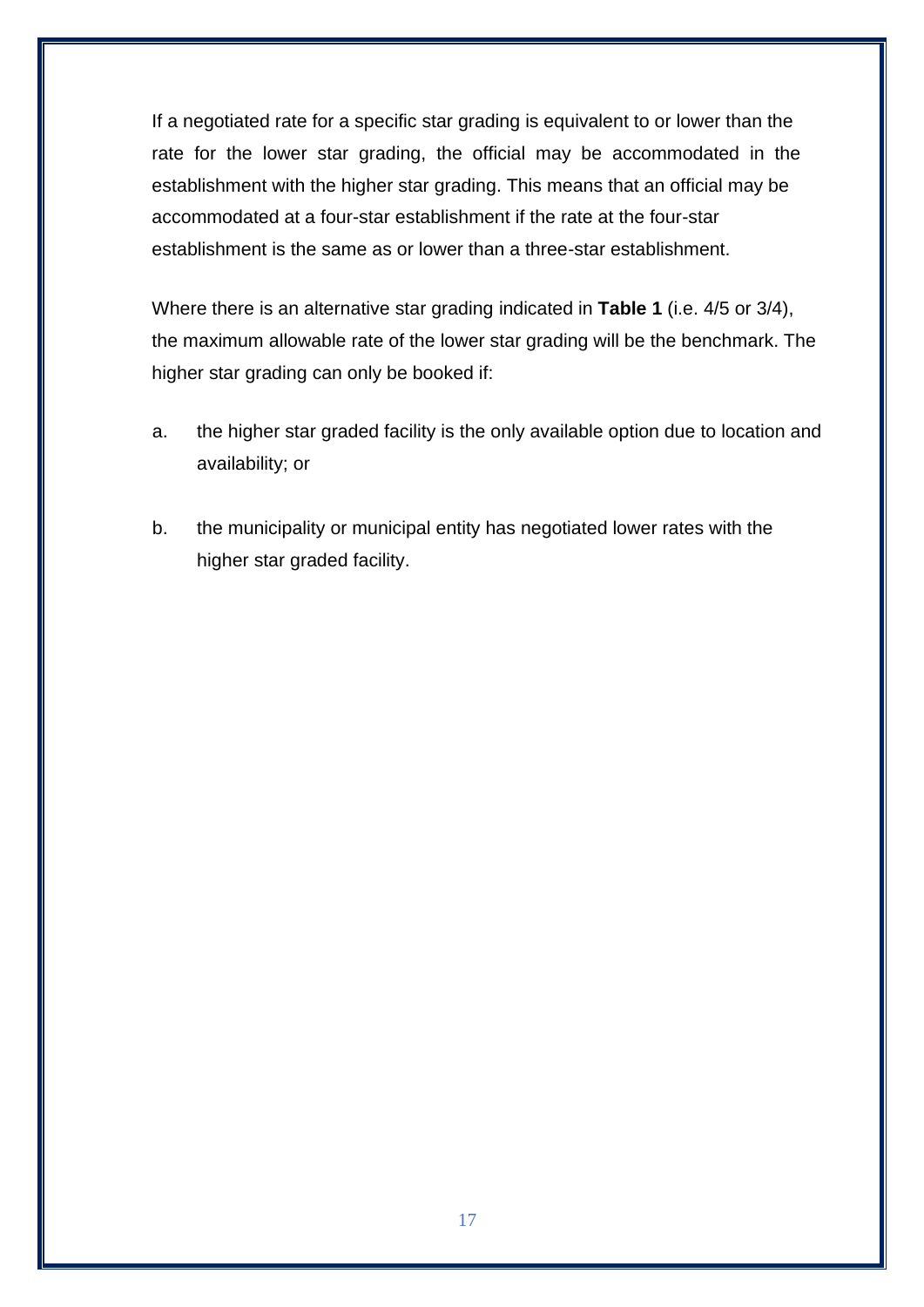If a negotiated rate for a specific star grading is equivalent to or lower than the rate for the lower star grading, the official may be accommodated in the establishment with the higher star grading. This means that an official may be accommodated at a four-star establishment if the rate at the four-star establishment is the same as or lower than a three-star establishment.

Where there is an alternative star grading indicated in **Table 1** (i.e. 4/5 or 3/4), the maximum allowable rate of the lower star grading will be the benchmark. The higher star grading can only be booked if:

a. the higher star graded facility is the only available option due to location and availability; or

b. the municipality or municipal entity has negotiated lower rates with the higher star graded facility.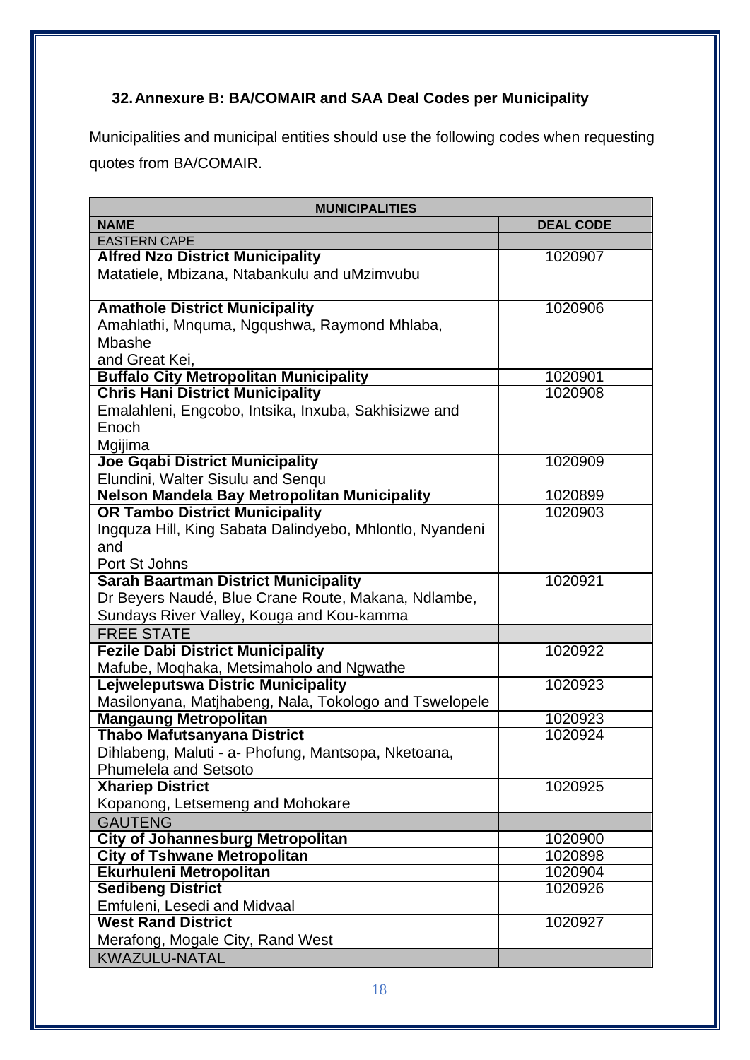## 32. Annexure B: BA/COMAIR and SAA Deal Codes per Municipality

Municipalities and municipal entities should use the following codes when requesting quotes from BA/COMAIR.

| MUNICIPALITIES | |
|---|---|
| **NAME** | **DEAL CODE** |
| EASTERN CAPE | |
| **Alfred Nzo District Municipality** Matatiele, Mbizana, Ntabankulu and uMzimvubu | 1020907 |
| **Amathole District Municipality** Amahlathi, Mnquma, Ngqushwa, Raymond Mhlaba, Mbashe and Great Kei, | 1020906 |
| **Buffalo City Metropolitan Municipality** | 1020901 |
| **Chris Hani District Municipality** Emalahleni, Engcobo, Intsika, Inxuba, Sakhisizwe and Enoch Mgijima | 1020908 |
| **Joe Gqabi District Municipality** Elundini, Walter Sisulu and Senqu | 1020909 |
| **Nelson Mandela Bay Metropolitan Municipality** | 1020899 |
| **OR Tambo District Municipality** Ingquza Hill, King Sabata Dalindyebo, Mhlontlo, Nyandeni and Port St Johns | 1020903 |
| **Sarah Baartman District Municipality** Dr Beyers Naudé, Blue Crane Route, Makana, Ndlambe, Sundays River Valley, Kouga and Kou-kamma | 1020921 |
| FREE STATE | |
| **Fezile Dabi District Municipality** Mafube, Moqhaka, Metsimaholo and Ngwathe | 1020922 |
| **Lejweleputswa Distric Municipality** Masilonyana, Matjhabeng, Nala, Tokologo and Tswelopele | 1020923 |
| **Mangaung Metropolitan** | 1020923 |
| **Thabo Mafutsanyana District** Dihlabeng, Maluti - a- Phofung, Mantsopa, Nketoana, Phumelela and Setsoto | 1020924 |
| **Xhariep District** Kopanong, Letsemeng and Mohokare | 1020925 |
| GAUTENG | |
| **City of Johannesburg Metropolitan** | 1020900 |
| **City of Tshwane Metropolitan** | 1020898 |
| **Ekurhuleni Metropolitan** | 1020904 |
| **Sedibeng District** Emfuleni, Lesedi and Midvaal | 1020926 |
| **West Rand District** Merafong, Mogale City, Rand West | 1020927 |
| KWAZULU-NATAL | |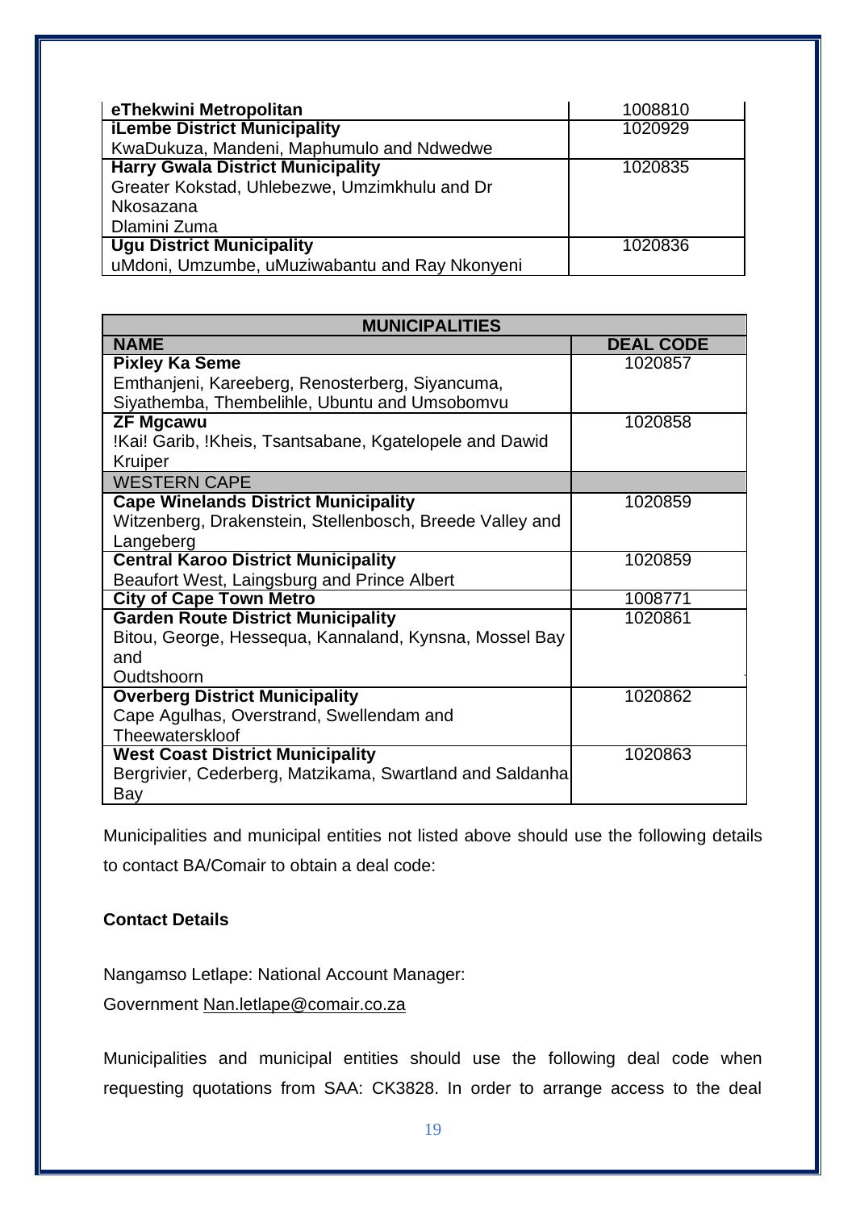| | |
|---|---|
| **eThekwini Metropolitan** | 1008810 |
| **iLembe District Municipality**<br>KwaDukuza, Mandeni, Maphumulo and Ndwedwe | 1020929 |
| **Harry Gwala District Municipality**<br>Greater Kokstad, Uhlebezwe, Umzimkhulu and Dr Nkosazana Dlamini Zuma | 1020835 |
| **Ugu District Municipality**<br>uMdoni, Umzumbe, uMuziwabantu and Ray Nkonyeni | 1020836 |

| **MUNICIPALITIES** | |
|---|---|
| **NAME** | **DEAL CODE** |
| **Pixley Ka Seme**<br>Emthanjeni, Kareeberg, Renosterberg, Siyancuma, Siyathemba, Thembelihle, Ubuntu and Umsobomvu | 1020857 |
| **ZF Mgcawu**<br>!Kai! Garib, !Kheis, Tsantsabane, Kgatelopele and Dawid Kruiper | 1020858 |
| WESTERN CAPE | |
| **Cape Winelands District Municipality**<br>Witzenberg, Drakenstein, Stellenbosch, Breede Valley and Langeberg | 1020859 |
| **Central Karoo District Municipality**<br>Beaufort West, Laingsburg and Prince Albert | 1020859 |
| **City of Cape Town Metro** | 1008771 |
| **Garden Route District Municipality**<br>Bitou, George, Hessequa, Kannaland, Kynsna, Mossel Bay and Oudtshoorn | 1020861 |
| **Overberg District Municipality**<br>Cape Agulhas, Overstrand, Swellendam and Theewaterskloof | 1020862 |
| **West Coast District Municipality**<br>Bergrivier, Cederberg, Matzikama, Swartland and Saldanha Bay | 1020863 |

Municipalities and municipal entities not listed above should use the following details to contact BA/Comair to obtain a deal code:

**Contact Details**

Nangamso Letlape: National Account Manager:
Government Nan.letlape@comair.co.za

Municipalities and municipal entities should use the following deal code when requesting quotations from SAA: CK3828. In order to arrange access to the deal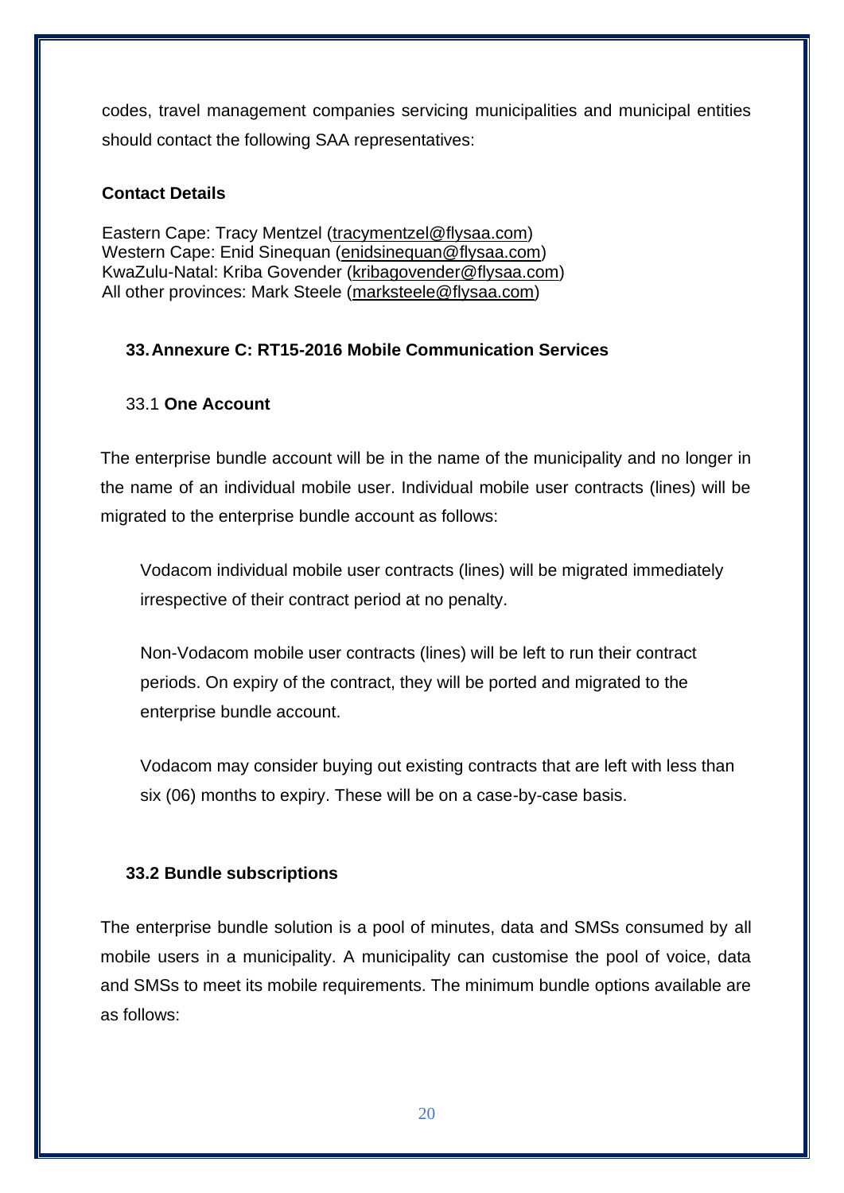codes, travel management companies servicing municipalities and municipal entities should contact the following SAA representatives:

**Contact Details**

Eastern Cape: Tracy Mentzel (tracymentzel@flysaa.com)
Western Cape: Enid Sinequan (enidsinequan@flysaa.com)
KwaZulu-Natal: Kriba Govender (kribagovender@flysaa.com)
All other provinces: Mark Steele (marksteele@flysaa.com)

## 33. Annexure C: RT15-2016 Mobile Communication Services

### 33.1 One Account

The enterprise bundle account will be in the name of the municipality and no longer in the name of an individual mobile user. Individual mobile user contracts (lines) will be migrated to the enterprise bundle account as follows:

Vodacom individual mobile user contracts (lines) will be migrated immediately irrespective of their contract period at no penalty.

Non-Vodacom mobile user contracts (lines) will be left to run their contract periods. On expiry of the contract, they will be ported and migrated to the enterprise bundle account.

Vodacom may consider buying out existing contracts that are left with less than six (06) months to expiry. These will be on a case-by-case basis.

### 33.2 Bundle subscriptions

The enterprise bundle solution is a pool of minutes, data and SMSs consumed by all mobile users in a municipality. A municipality can customise the pool of voice, data and SMSs to meet its mobile requirements. The minimum bundle options available are as follows: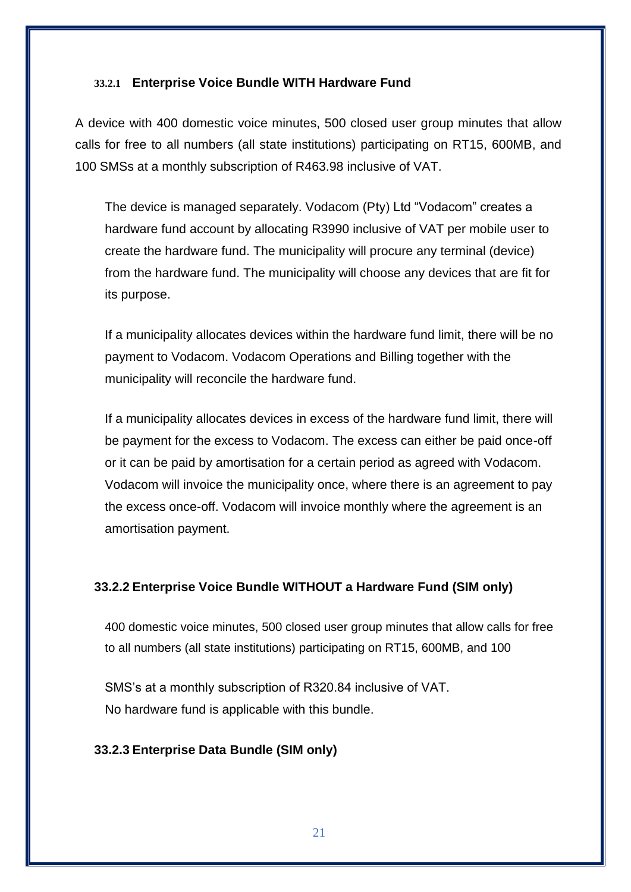#### 33.2.1 Enterprise Voice Bundle WITH Hardware Fund

A device with 400 domestic voice minutes, 500 closed user group minutes that allow calls for free to all numbers (all state institutions) participating on RT15, 600MB, and 100 SMSs at a monthly subscription of R463.98 inclusive of VAT.

The device is managed separately. Vodacom (Pty) Ltd "Vodacom" creates a hardware fund account by allocating R3990 inclusive of VAT per mobile user to create the hardware fund. The municipality will procure any terminal (device) from the hardware fund. The municipality will choose any devices that are fit for its purpose.

If a municipality allocates devices within the hardware fund limit, there will be no payment to Vodacom. Vodacom Operations and Billing together with the municipality will reconcile the hardware fund.

If a municipality allocates devices in excess of the hardware fund limit, there will be payment for the excess to Vodacom. The excess can either be paid once-off or it can be paid by amortisation for a certain period as agreed with Vodacom. Vodacom will invoice the municipality once, where there is an agreement to pay the excess once-off. Vodacom will invoice monthly where the agreement is an amortisation payment.

#### 33.2.2 Enterprise Voice Bundle WITHOUT a Hardware Fund (SIM only)

400 domestic voice minutes, 500 closed user group minutes that allow calls for free to all numbers (all state institutions) participating on RT15, 600MB, and 100

SMS's at a monthly subscription of R320.84 inclusive of VAT.
No hardware fund is applicable with this bundle.

#### 33.2.3 Enterprise Data Bundle (SIM only)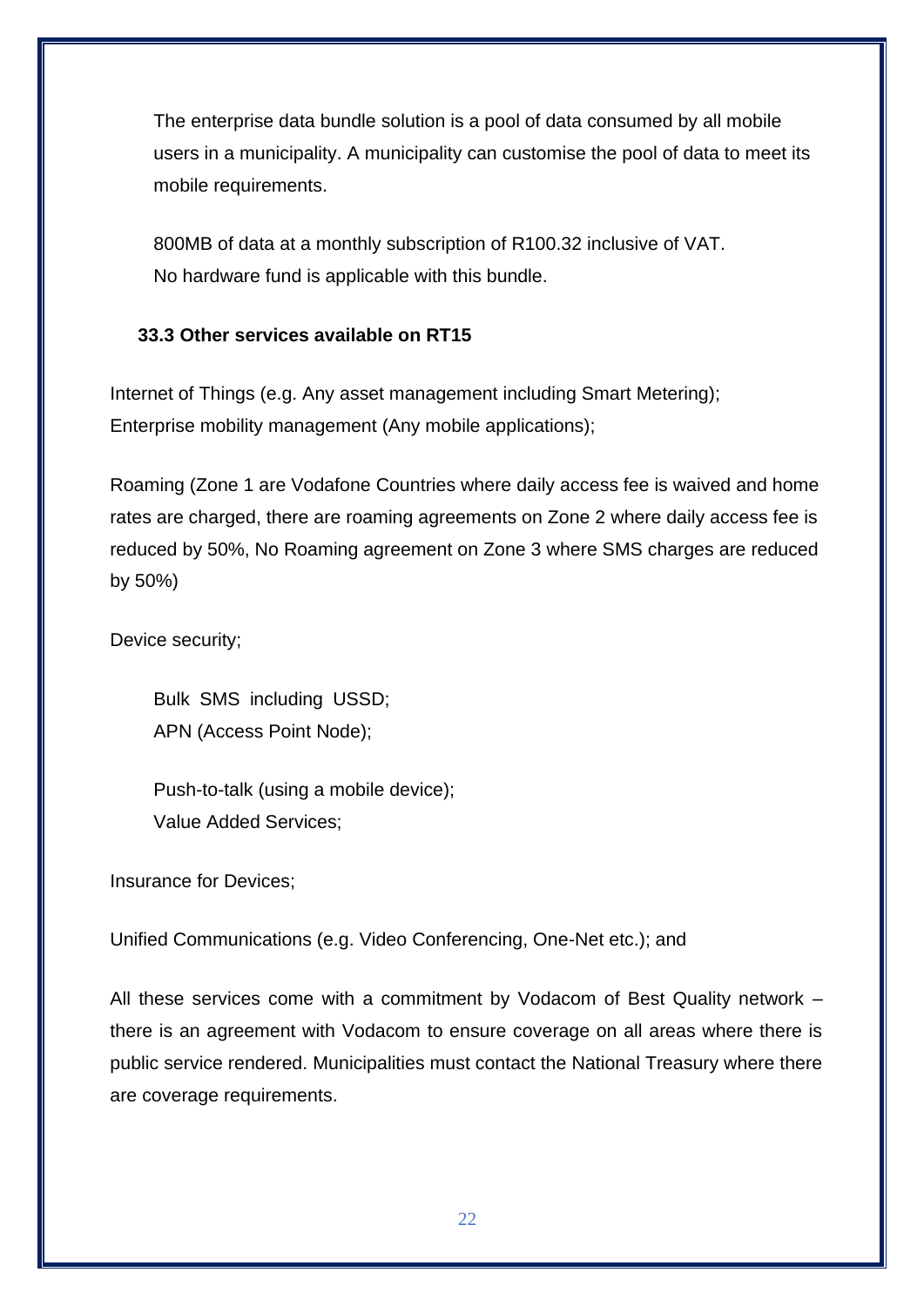The enterprise data bundle solution is a pool of data consumed by all mobile users in a municipality. A municipality can customise the pool of data to meet its mobile requirements.

800MB of data at a monthly subscription of R100.32 inclusive of VAT.
No hardware fund is applicable with this bundle.

### 33.3 Other services available on RT15

Internet of Things (e.g. Any asset management including Smart Metering);
Enterprise mobility management (Any mobile applications);

Roaming (Zone 1 are Vodafone Countries where daily access fee is waived and home rates are charged, there are roaming agreements on Zone 2 where daily access fee is reduced by 50%, No Roaming agreement on Zone 3 where SMS charges are reduced by 50%)

Device security;

Bulk SMS including USSD;
APN (Access Point Node);

Push-to-talk (using a mobile device);
Value Added Services;

Insurance for Devices;

Unified Communications (e.g. Video Conferencing, One-Net etc.); and

All these services come with a commitment by Vodacom of Best Quality network – there is an agreement with Vodacom to ensure coverage on all areas where there is public service rendered. Municipalities must contact the National Treasury where there are coverage requirements.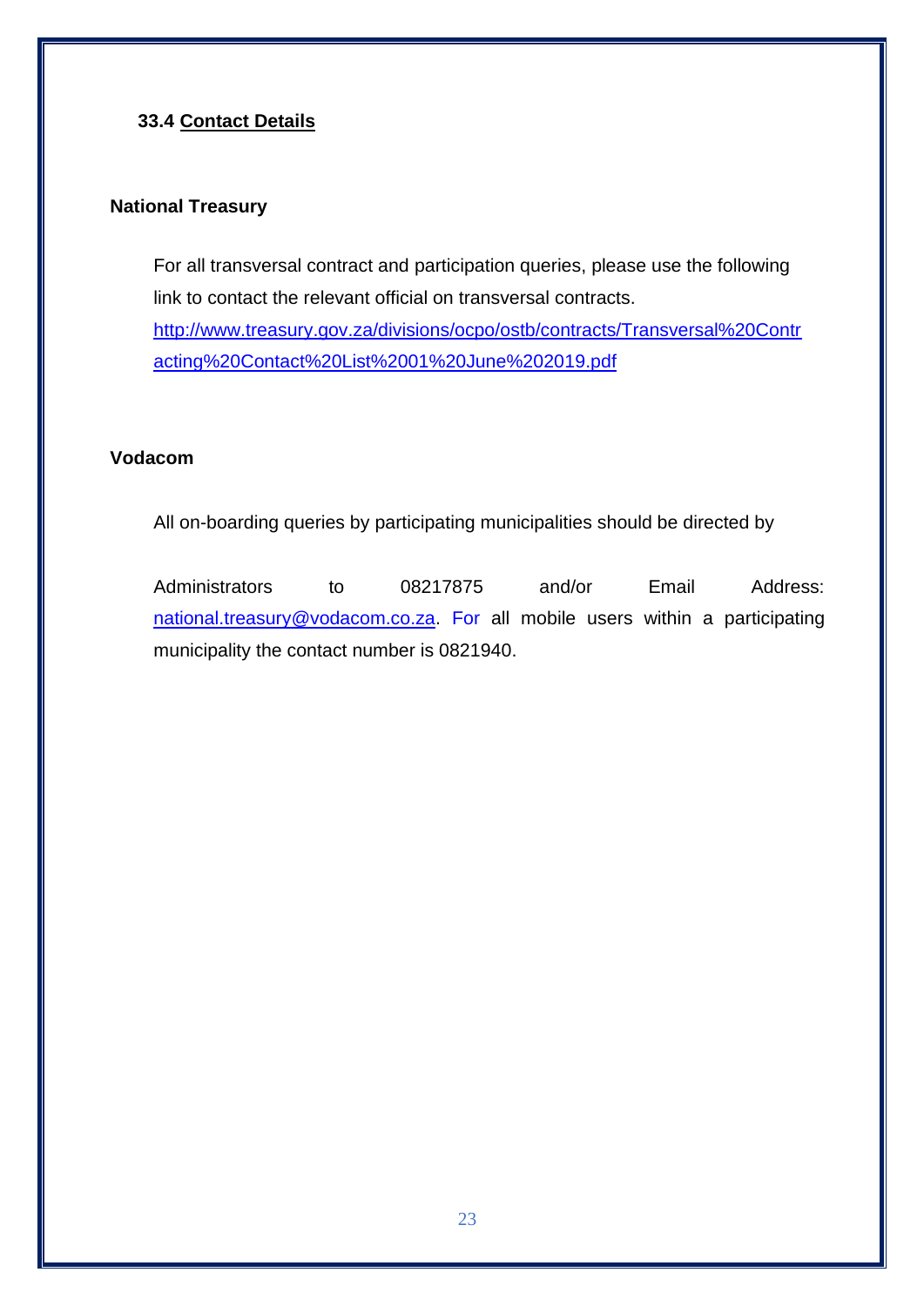### 33.4 Contact Details

**National Treasury**

For all transversal contract and participation queries, please use the following link to contact the relevant official on transversal contracts. http://www.treasury.gov.za/divisions/ocpo/ostb/contracts/Transversal%20Contracting%20Contact%20List%2001%20June%202019.pdf

**Vodacom**

All on-boarding queries by participating municipalities should be directed by

Administrators to 08217875 and/or Email Address: national.treasury@vodacom.co.za. For all mobile users within a participating municipality the contact number is 0821940.